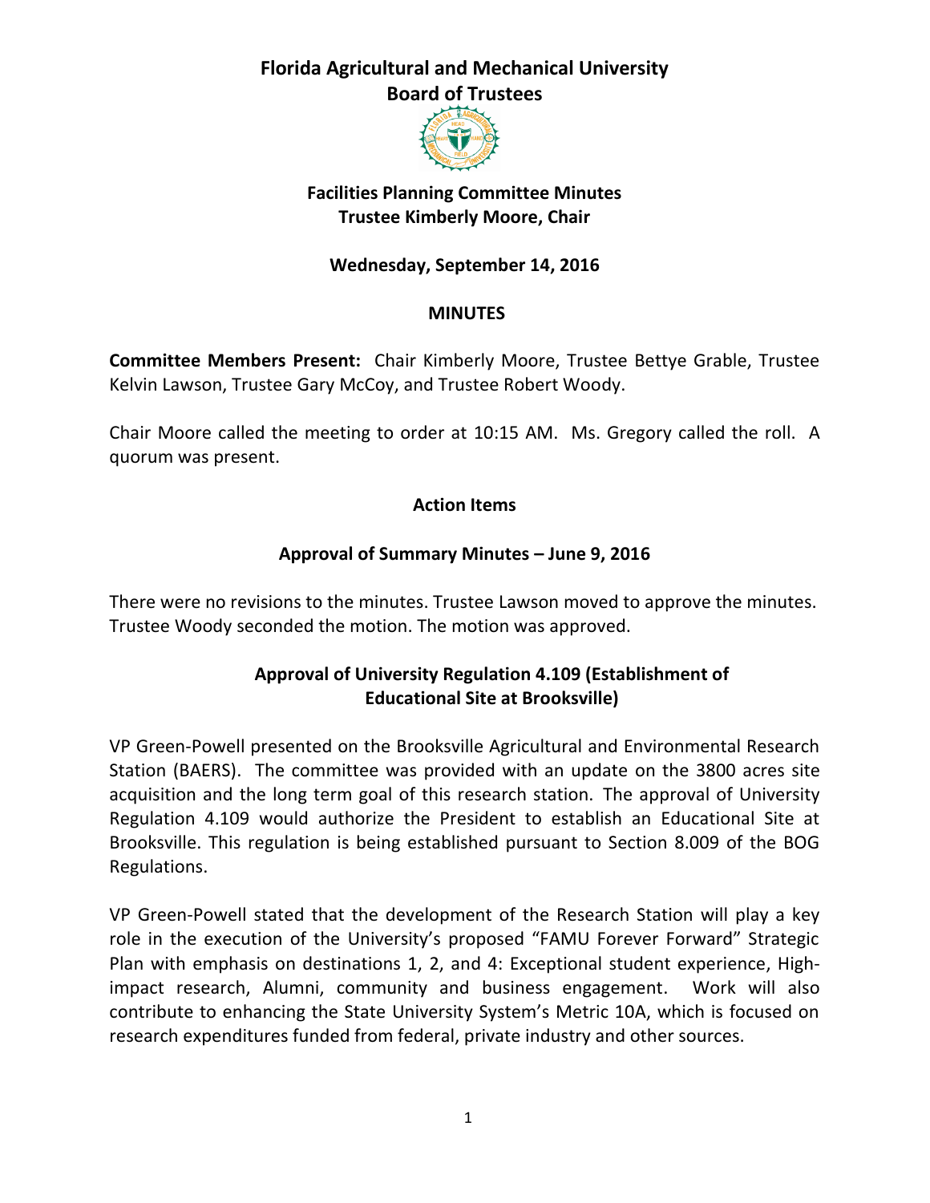# Florida Agricultural and Mechanical University
## Board of Trustees

### Facilities Planning Committee Minutes
### Trustee Kimberly Moore, Chair

**Wednesday, September 14, 2016**

**MINUTES**

**Committee Members Present:** Chair Kimberly Moore, Trustee Bettye Grable, Trustee Kelvin Lawson, Trustee Gary McCoy, and Trustee Robert Woody.

Chair Moore called the meeting to order at 10:15 AM. Ms. Gregory called the roll. A quorum was present.

**Action Items**

**Approval of Summary Minutes – June 9, 2016**

There were no revisions to the minutes. Trustee Lawson moved to approve the minutes. Trustee Woody seconded the motion. The motion was approved.

**Approval of University Regulation 4.109 (Establishment of Educational Site at Brooksville)**

VP Green-Powell presented on the Brooksville Agricultural and Environmental Research Station (BAERS). The committee was provided with an update on the 3800 acres site acquisition and the long term goal of this research station. The approval of University Regulation 4.109 would authorize the President to establish an Educational Site at Brooksville. This regulation is being established pursuant to Section 8.009 of the BOG Regulations.

VP Green-Powell stated that the development of the Research Station will play a key role in the execution of the University's proposed "FAMU Forever Forward" Strategic Plan with emphasis on destinations 1, 2, and 4: Exceptional student experience, High-impact research, Alumni, community and business engagement. Work will also contribute to enhancing the State University System's Metric 10A, which is focused on research expenditures funded from federal, private industry and other sources.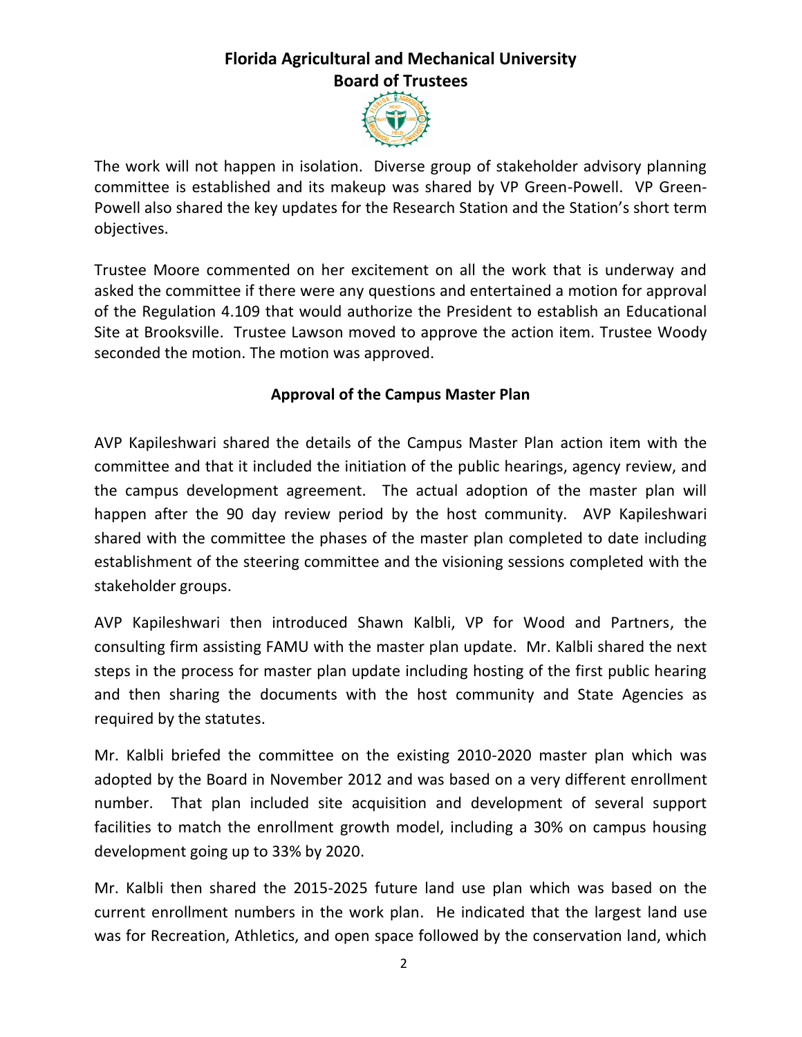The work will not happen in isolation. Diverse group of stakeholder advisory planning committee is established and its makeup was shared by VP Green-Powell. VP Green-Powell also shared the key updates for the Research Station and the Station's short term objectives.

Trustee Moore commented on her excitement on all the work that is underway and asked the committee if there were any questions and entertained a motion for approval of the Regulation 4.109 that would authorize the President to establish an Educational Site at Brooksville. Trustee Lawson moved to approve the action item. Trustee Woody seconded the motion. The motion was approved.

**Approval of the Campus Master Plan**

AVP Kapileshwari shared the details of the Campus Master Plan action item with the committee and that it included the initiation of the public hearings, agency review, and the campus development agreement. The actual adoption of the master plan will happen after the 90 day review period by the host community. AVP Kapileshwari shared with the committee the phases of the master plan completed to date including establishment of the steering committee and the visioning sessions completed with the stakeholder groups.

AVP Kapileshwari then introduced Shawn Kalbli, VP for Wood and Partners, the consulting firm assisting FAMU with the master plan update. Mr. Kalbli shared the next steps in the process for master plan update including hosting of the first public hearing and then sharing the documents with the host community and State Agencies as required by the statutes.

Mr. Kalbli briefed the committee on the existing 2010-2020 master plan which was adopted by the Board in November 2012 and was based on a very different enrollment number. That plan included site acquisition and development of several support facilities to match the enrollment growth model, including a 30% on campus housing development going up to 33% by 2020.

Mr. Kalbli then shared the 2015-2025 future land use plan which was based on the current enrollment numbers in the work plan. He indicated that the largest land use was for Recreation, Athletics, and open space followed by the conservation land, which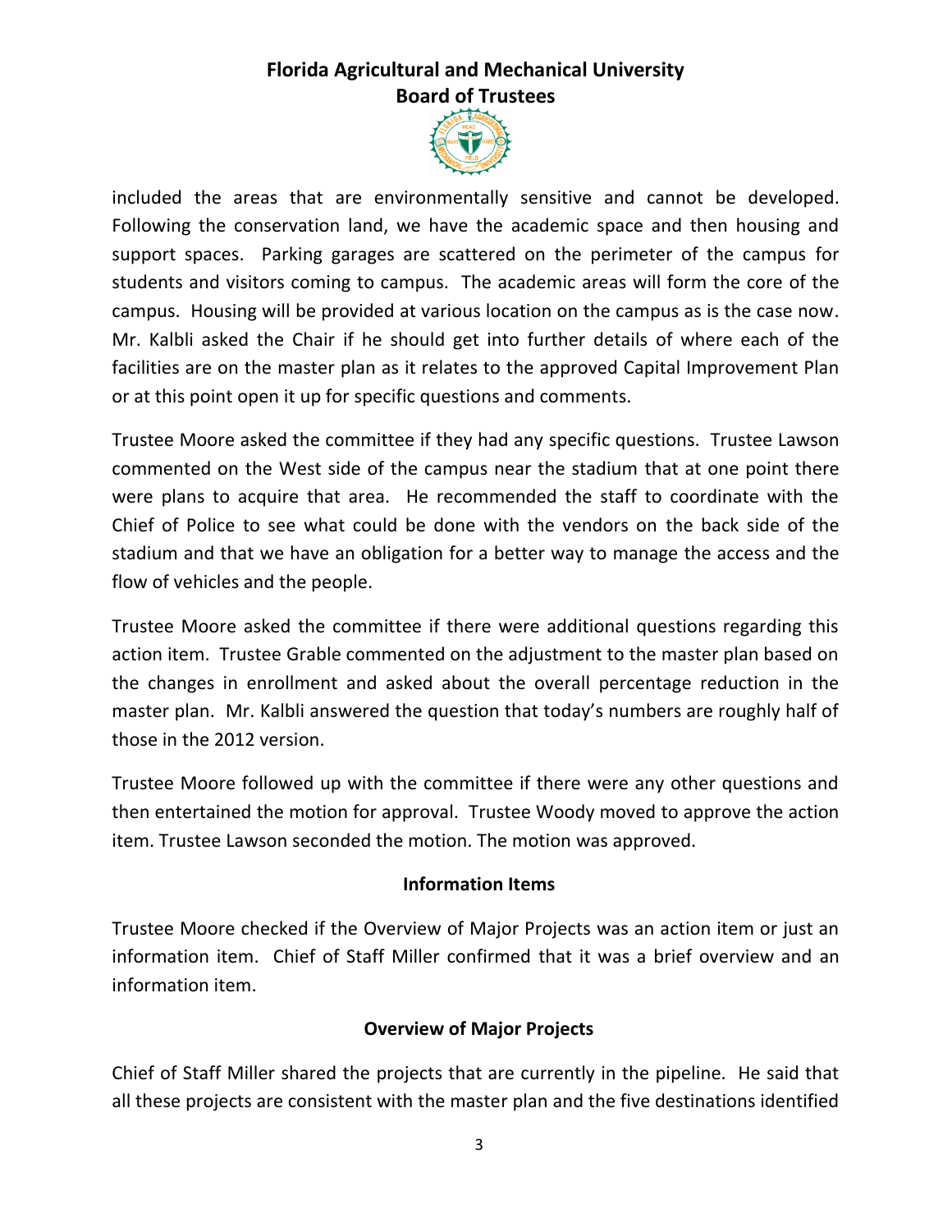included the areas that are environmentally sensitive and cannot be developed. Following the conservation land, we have the academic space and then housing and support spaces. Parking garages are scattered on the perimeter of the campus for students and visitors coming to campus. The academic areas will form the core of the campus. Housing will be provided at various location on the campus as is the case now. Mr. Kalbli asked the Chair if he should get into further details of where each of the facilities are on the master plan as it relates to the approved Capital Improvement Plan or at this point open it up for specific questions and comments.

Trustee Moore asked the committee if they had any specific questions. Trustee Lawson commented on the West side of the campus near the stadium that at one point there were plans to acquire that area. He recommended the staff to coordinate with the Chief of Police to see what could be done with the vendors on the back side of the stadium and that we have an obligation for a better way to manage the access and the flow of vehicles and the people.

Trustee Moore asked the committee if there were additional questions regarding this action item. Trustee Grable commented on the adjustment to the master plan based on the changes in enrollment and asked about the overall percentage reduction in the master plan. Mr. Kalbli answered the question that today's numbers are roughly half of those in the 2012 version.

Trustee Moore followed up with the committee if there were any other questions and then entertained the motion for approval. Trustee Woody moved to approve the action item. Trustee Lawson seconded the motion. The motion was approved.

## Information Items

Trustee Moore checked if the Overview of Major Projects was an action item or just an information item. Chief of Staff Miller confirmed that it was a brief overview and an information item.

## Overview of Major Projects

Chief of Staff Miller shared the projects that are currently in the pipeline. He said that all these projects are consistent with the master plan and the five destinations identified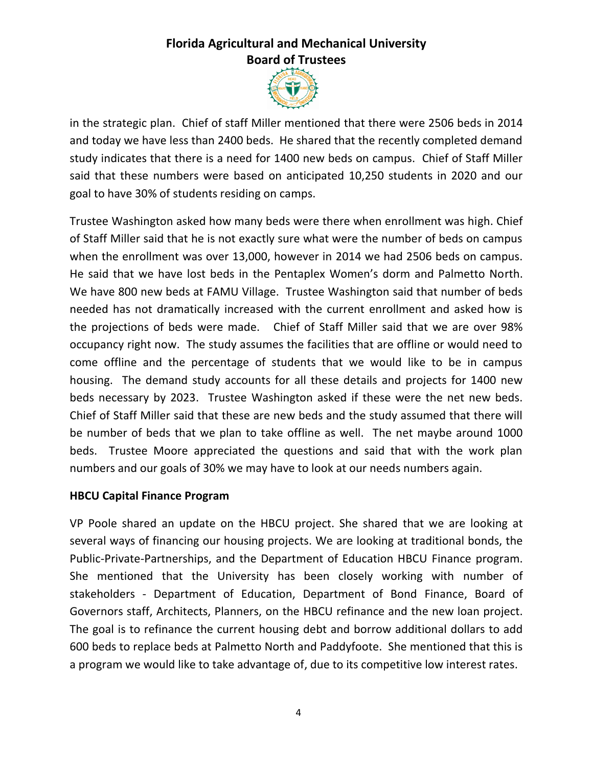in the strategic plan. Chief of staff Miller mentioned that there were 2506 beds in 2014 and today we have less than 2400 beds. He shared that the recently completed demand study indicates that there is a need for 1400 new beds on campus. Chief of Staff Miller said that these numbers were based on anticipated 10,250 students in 2020 and our goal to have 30% of students residing on camps.

Trustee Washington asked how many beds were there when enrollment was high. Chief of Staff Miller said that he is not exactly sure what were the number of beds on campus when the enrollment was over 13,000, however in 2014 we had 2506 beds on campus. He said that we have lost beds in the Pentaplex Women's dorm and Palmetto North. We have 800 new beds at FAMU Village. Trustee Washington said that number of beds needed has not dramatically increased with the current enrollment and asked how is the projections of beds were made. Chief of Staff Miller said that we are over 98% occupancy right now. The study assumes the facilities that are offline or would need to come offline and the percentage of students that we would like to be in campus housing. The demand study accounts for all these details and projects for 1400 new beds necessary by 2023. Trustee Washington asked if these were the net new beds. Chief of Staff Miller said that these are new beds and the study assumed that there will be number of beds that we plan to take offline as well. The net maybe around 1000 beds. Trustee Moore appreciated the questions and said that with the work plan numbers and our goals of 30% we may have to look at our needs numbers again.

**HBCU Capital Finance Program**

VP Poole shared an update on the HBCU project. She shared that we are looking at several ways of financing our housing projects. We are looking at traditional bonds, the Public-Private-Partnerships, and the Department of Education HBCU Finance program. She mentioned that the University has been closely working with number of stakeholders - Department of Education, Department of Bond Finance, Board of Governors staff, Architects, Planners, on the HBCU refinance and the new loan project. The goal is to refinance the current housing debt and borrow additional dollars to add 600 beds to replace beds at Palmetto North and Paddyfoote. She mentioned that this is a program we would like to take advantage of, due to its competitive low interest rates.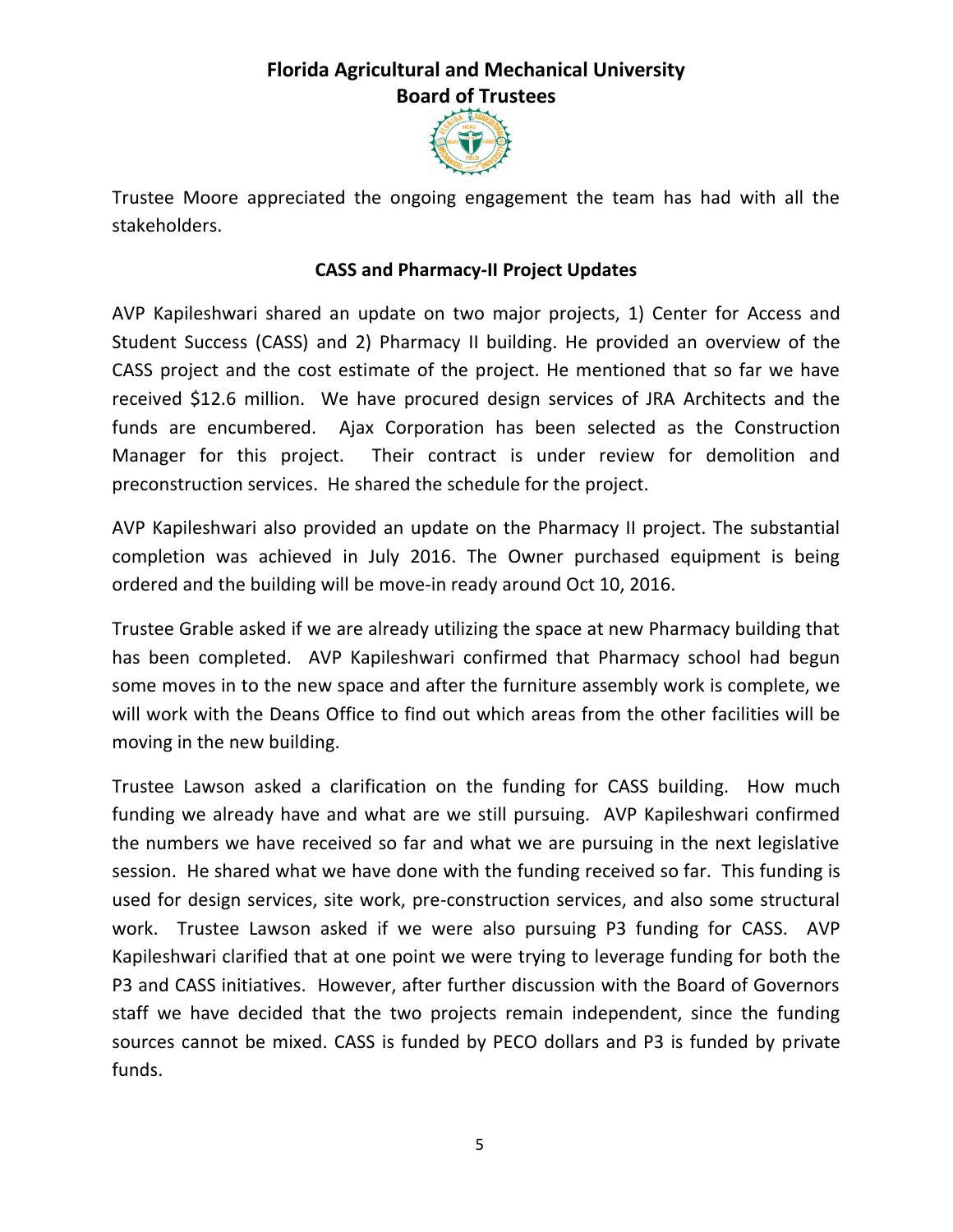Trustee Moore appreciated the ongoing engagement the team has had with all the stakeholders.

## CASS and Pharmacy-II Project Updates

AVP Kapileshwari shared an update on two major projects, 1) Center for Access and Student Success (CASS) and 2) Pharmacy II building. He provided an overview of the CASS project and the cost estimate of the project. He mentioned that so far we have received $12.6 million. We have procured design services of JRA Architects and the funds are encumbered. Ajax Corporation has been selected as the Construction Manager for this project. Their contract is under review for demolition and preconstruction services. He shared the schedule for the project.

AVP Kapileshwari also provided an update on the Pharmacy II project. The substantial completion was achieved in July 2016. The Owner purchased equipment is being ordered and the building will be move-in ready around Oct 10, 2016.

Trustee Grable asked if we are already utilizing the space at new Pharmacy building that has been completed. AVP Kapileshwari confirmed that Pharmacy school had begun some moves in to the new space and after the furniture assembly work is complete, we will work with the Deans Office to find out which areas from the other facilities will be moving in the new building.

Trustee Lawson asked a clarification on the funding for CASS building. How much funding we already have and what are we still pursuing. AVP Kapileshwari confirmed the numbers we have received so far and what we are pursuing in the next legislative session. He shared what we have done with the funding received so far. This funding is used for design services, site work, pre-construction services, and also some structural work. Trustee Lawson asked if we were also pursuing P3 funding for CASS. AVP Kapileshwari clarified that at one point we were trying to leverage funding for both the P3 and CASS initiatives. However, after further discussion with the Board of Governors staff we have decided that the two projects remain independent, since the funding sources cannot be mixed. CASS is funded by PECO dollars and P3 is funded by private funds.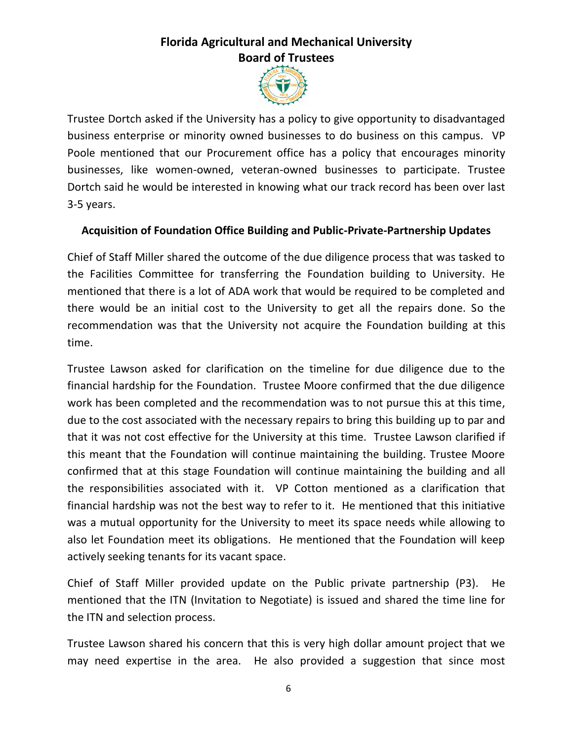Trustee Dortch asked if the University has a policy to give opportunity to disadvantaged business enterprise or minority owned businesses to do business on this campus. VP Poole mentioned that our Procurement office has a policy that encourages minority businesses, like women-owned, veteran-owned businesses to participate. Trustee Dortch said he would be interested in knowing what our track record has been over last 3-5 years.

**Acquisition of Foundation Office Building and Public-Private-Partnership Updates**

Chief of Staff Miller shared the outcome of the due diligence process that was tasked to the Facilities Committee for transferring the Foundation building to University. He mentioned that there is a lot of ADA work that would be required to be completed and there would be an initial cost to the University to get all the repairs done. So the recommendation was that the University not acquire the Foundation building at this time.

Trustee Lawson asked for clarification on the timeline for due diligence due to the financial hardship for the Foundation. Trustee Moore confirmed that the due diligence work has been completed and the recommendation was to not pursue this at this time, due to the cost associated with the necessary repairs to bring this building up to par and that it was not cost effective for the University at this time. Trustee Lawson clarified if this meant that the Foundation will continue maintaining the building. Trustee Moore confirmed that at this stage Foundation will continue maintaining the building and all the responsibilities associated with it. VP Cotton mentioned as a clarification that financial hardship was not the best way to refer to it. He mentioned that this initiative was a mutual opportunity for the University to meet its space needs while allowing to also let Foundation meet its obligations. He mentioned that the Foundation will keep actively seeking tenants for its vacant space.

Chief of Staff Miller provided update on the Public private partnership (P3). He mentioned that the ITN (Invitation to Negotiate) is issued and shared the time line for the ITN and selection process.

Trustee Lawson shared his concern that this is very high dollar amount project that we may need expertise in the area. He also provided a suggestion that since most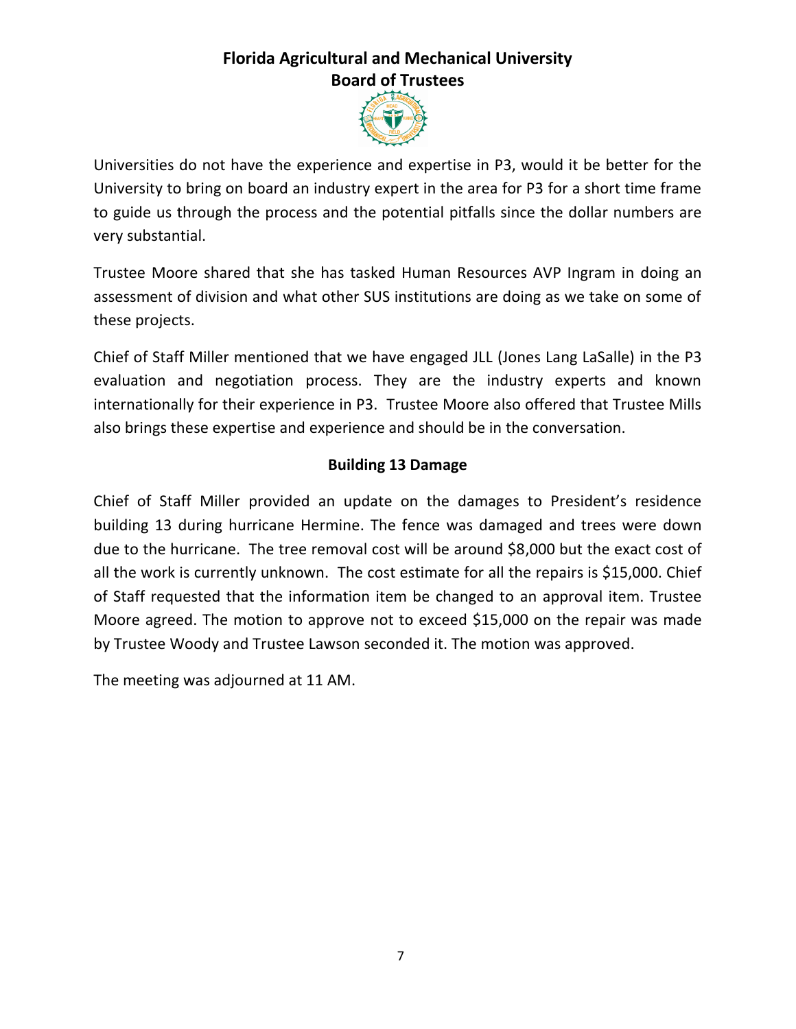Universities do not have the experience and expertise in P3, would it be better for the University to bring on board an industry expert in the area for P3 for a short time frame to guide us through the process and the potential pitfalls since the dollar numbers are very substantial.

Trustee Moore shared that she has tasked Human Resources AVP Ingram in doing an assessment of division and what other SUS institutions are doing as we take on some of these projects.

Chief of Staff Miller mentioned that we have engaged JLL (Jones Lang LaSalle) in the P3 evaluation and negotiation process. They are the industry experts and known internationally for their experience in P3. Trustee Moore also offered that Trustee Mills also brings these expertise and experience and should be in the conversation.

## Building 13 Damage

Chief of Staff Miller provided an update on the damages to President's residence building 13 during hurricane Hermine. The fence was damaged and trees were down due to the hurricane. The tree removal cost will be around $8,000 but the exact cost of all the work is currently unknown. The cost estimate for all the repairs is $15,000. Chief of Staff requested that the information item be changed to an approval item. Trustee Moore agreed. The motion to approve not to exceed $15,000 on the repair was made by Trustee Woody and Trustee Lawson seconded it. The motion was approved.

The meeting was adjourned at 11 AM.